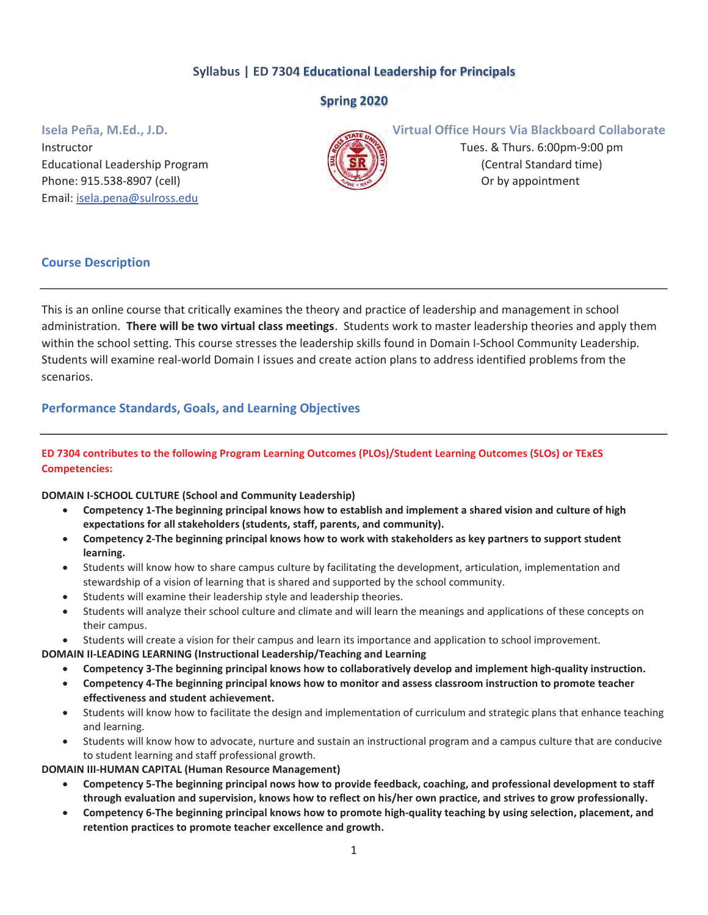# Syllabus | ED 7304 Educational Leadership for Principals

## Spring 2020

**Isela Peña, M.Ed., J.D.**
Instructor
Educational Leadership Program
Phone: 915.538-8907 (cell)
Email: isela.pena@sulross.edu

**Virtual Office Hours Via Blackboard Collaborate**
Tues. & Thurs. 6:00pm-9:00 pm
(Central Standard time)
Or by appointment

## Course Description

This is an online course that critically examines the theory and practice of leadership and management in school administration. **There will be two virtual class meetings**. Students work to master leadership theories and apply them within the school setting. This course stresses the leadership skills found in Domain I-School Community Leadership. Students will examine real-world Domain I issues and create action plans to address identified problems from the scenarios.

## Performance Standards, Goals, and Learning Objectives

**ED 7304 contributes to the following Program Learning Outcomes (PLOs)/Student Learning Outcomes (SLOs) or TExES Competencies:**

**DOMAIN I-SCHOOL CULTURE (School and Community Leadership)**

- **Competency 1-The beginning principal knows how to establish and implement a shared vision and culture of high expectations for all stakeholders (students, staff, parents, and community).**
- **Competency 2-The beginning principal knows how to work with stakeholders as key partners to support student learning.**
- Students will know how to share campus culture by facilitating the development, articulation, implementation and stewardship of a vision of learning that is shared and supported by the school community.
- Students will examine their leadership style and leadership theories.
- Students will analyze their school culture and climate and will learn the meanings and applications of these concepts on their campus.
- Students will create a vision for their campus and learn its importance and application to school improvement.

**DOMAIN II-LEADING LEARNING (Instructional Leadership/Teaching and Learning**

- **Competency 3-The beginning principal knows how to collaboratively develop and implement high-quality instruction.**
- **Competency 4-The beginning principal knows how to monitor and assess classroom instruction to promote teacher effectiveness and student achievement.**
- Students will know how to facilitate the design and implementation of curriculum and strategic plans that enhance teaching and learning.
- Students will know how to advocate, nurture and sustain an instructional program and a campus culture that are conducive to student learning and staff professional growth.

**DOMAIN III-HUMAN CAPITAL (Human Resource Management)**

- **Competency 5-The beginning principal nows how to provide feedback, coaching, and professional development to staff through evaluation and supervision, knows how to reflect on his/her own practice, and strives to grow professionally.**
- **Competency 6-The beginning principal knows how to promote high-quality teaching by using selection, placement, and retention practices to promote teacher excellence and growth.**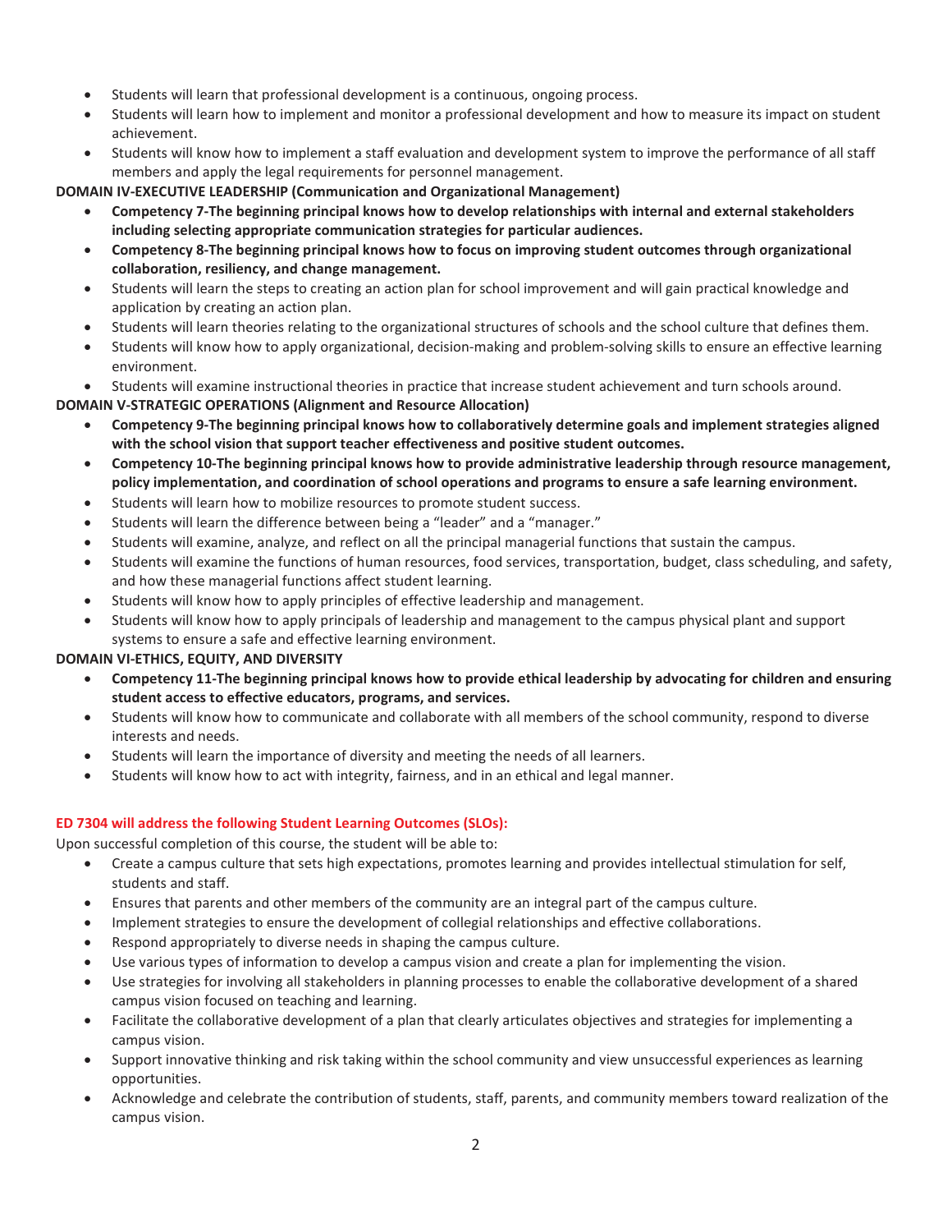- Students will learn that professional development is a continuous, ongoing process.
- Students will learn how to implement and monitor a professional development and how to measure its impact on student achievement.
- Students will know how to implement a staff evaluation and development system to improve the performance of all staff members and apply the legal requirements for personnel management.

**DOMAIN IV-EXECUTIVE LEADERSHIP (Communication and Organizational Management)**

- **Competency 7-The beginning principal knows how to develop relationships with internal and external stakeholders including selecting appropriate communication strategies for particular audiences.**
- **Competency 8-The beginning principal knows how to focus on improving student outcomes through organizational collaboration, resiliency, and change management.**
- Students will learn the steps to creating an action plan for school improvement and will gain practical knowledge and application by creating an action plan.
- Students will learn theories relating to the organizational structures of schools and the school culture that defines them.
- Students will know how to apply organizational, decision-making and problem-solving skills to ensure an effective learning environment.
- Students will examine instructional theories in practice that increase student achievement and turn schools around.

**DOMAIN V-STRATEGIC OPERATIONS (Alignment and Resource Allocation)**

- **Competency 9-The beginning principal knows how to collaboratively determine goals and implement strategies aligned with the school vision that support teacher effectiveness and positive student outcomes.**
- **Competency 10-The beginning principal knows how to provide administrative leadership through resource management, policy implementation, and coordination of school operations and programs to ensure a safe learning environment.**
- Students will learn how to mobilize resources to promote student success.
- Students will learn the difference between being a "leader" and a "manager."
- Students will examine, analyze, and reflect on all the principal managerial functions that sustain the campus.
- Students will examine the functions of human resources, food services, transportation, budget, class scheduling, and safety, and how these managerial functions affect student learning.
- Students will know how to apply principles of effective leadership and management.
- Students will know how to apply principals of leadership and management to the campus physical plant and support systems to ensure a safe and effective learning environment.

**DOMAIN VI-ETHICS, EQUITY, AND DIVERSITY**

- **Competency 11-The beginning principal knows how to provide ethical leadership by advocating for children and ensuring student access to effective educators, programs, and services.**
- Students will know how to communicate and collaborate with all members of the school community, respond to diverse interests and needs.
- Students will learn the importance of diversity and meeting the needs of all learners.
- Students will know how to act with integrity, fairness, and in an ethical and legal manner.

**ED 7304 will address the following Student Learning Outcomes (SLOs):**

Upon successful completion of this course, the student will be able to:

- Create a campus culture that sets high expectations, promotes learning and provides intellectual stimulation for self, students and staff.
- Ensures that parents and other members of the community are an integral part of the campus culture.
- Implement strategies to ensure the development of collegial relationships and effective collaborations.
- Respond appropriately to diverse needs in shaping the campus culture.
- Use various types of information to develop a campus vision and create a plan for implementing the vision.
- Use strategies for involving all stakeholders in planning processes to enable the collaborative development of a shared campus vision focused on teaching and learning.
- Facilitate the collaborative development of a plan that clearly articulates objectives and strategies for implementing a campus vision.
- Support innovative thinking and risk taking within the school community and view unsuccessful experiences as learning opportunities.
- Acknowledge and celebrate the contribution of students, staff, parents, and community members toward realization of the campus vision.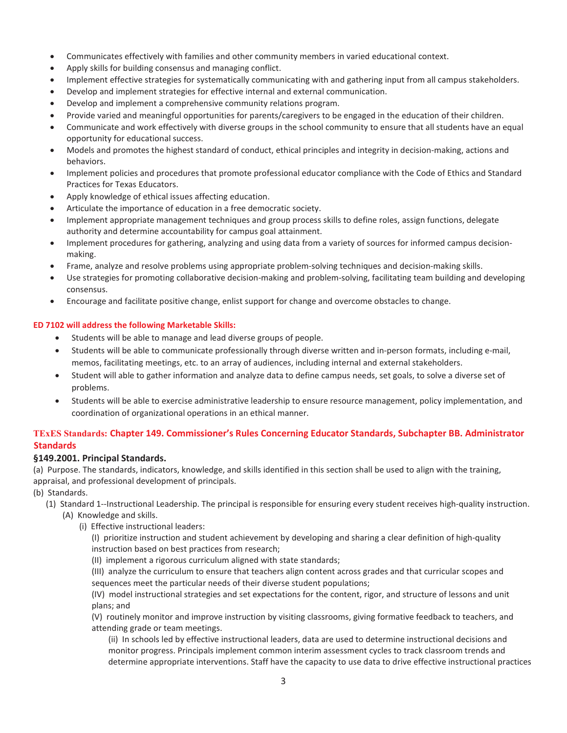- Communicates effectively with families and other community members in varied educational context.
- Apply skills for building consensus and managing conflict.
- Implement effective strategies for systematically communicating with and gathering input from all campus stakeholders.
- Develop and implement strategies for effective internal and external communication.
- Develop and implement a comprehensive community relations program.
- Provide varied and meaningful opportunities for parents/caregivers to be engaged in the education of their children.
- Communicate and work effectively with diverse groups in the school community to ensure that all students have an equal opportunity for educational success.
- Models and promotes the highest standard of conduct, ethical principles and integrity in decision-making, actions and behaviors.
- Implement policies and procedures that promote professional educator compliance with the Code of Ethics and Standard Practices for Texas Educators.
- Apply knowledge of ethical issues affecting education.
- Articulate the importance of education in a free democratic society.
- Implement appropriate management techniques and group process skills to define roles, assign functions, delegate authority and determine accountability for campus goal attainment.
- Implement procedures for gathering, analyzing and using data from a variety of sources for informed campus decision-making.
- Frame, analyze and resolve problems using appropriate problem-solving techniques and decision-making skills.
- Use strategies for promoting collaborative decision-making and problem-solving, facilitating team building and developing consensus.
- Encourage and facilitate positive change, enlist support for change and overcome obstacles to change.

**ED 7102 will address the following Marketable Skills:**

- Students will be able to manage and lead diverse groups of people.
- Students will be able to communicate professionally through diverse written and in-person formats, including e-mail, memos, facilitating meetings, etc. to an array of audiences, including internal and external stakeholders.
- Student will able to gather information and analyze data to define campus needs, set goals, to solve a diverse set of problems.
- Students will be able to exercise administrative leadership to ensure resource management, policy implementation, and coordination of organizational operations in an ethical manner.

## TExES Standards: Chapter 149. Commissioner's Rules Concerning Educator Standards, Subchapter BB. Administrator Standards

### §149.2001. Principal Standards.

(a) Purpose. The standards, indicators, knowledge, and skills identified in this section shall be used to align with the training, appraisal, and professional development of principals.

(b) Standards.

(1) Standard 1--Instructional Leadership. The principal is responsible for ensuring every student receives high-quality instruction.

(A) Knowledge and skills.

(i) Effective instructional leaders:

(I) prioritize instruction and student achievement by developing and sharing a clear definition of high-quality instruction based on best practices from research;

(II) implement a rigorous curriculum aligned with state standards;

(III) analyze the curriculum to ensure that teachers align content across grades and that curricular scopes and sequences meet the particular needs of their diverse student populations;

(IV) model instructional strategies and set expectations for the content, rigor, and structure of lessons and unit plans; and

(V) routinely monitor and improve instruction by visiting classrooms, giving formative feedback to teachers, and attending grade or team meetings.

(ii) In schools led by effective instructional leaders, data are used to determine instructional decisions and monitor progress. Principals implement common interim assessment cycles to track classroom trends and determine appropriate interventions. Staff have the capacity to use data to drive effective instructional practices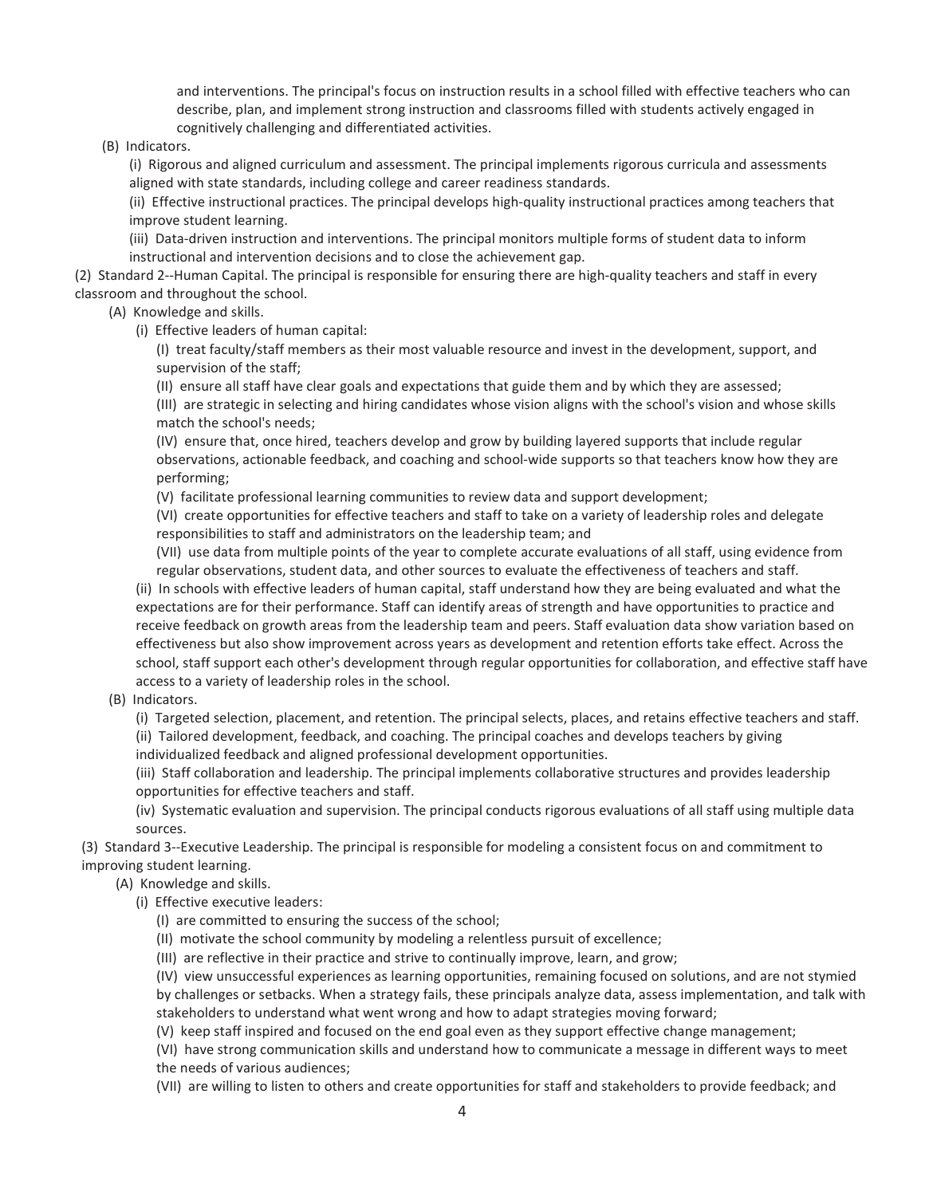and interventions. The principal's focus on instruction results in a school filled with effective teachers who can describe, plan, and implement strong instruction and classrooms filled with students actively engaged in cognitively challenging and differentiated activities.

(B) Indicators.

(i) Rigorous and aligned curriculum and assessment. The principal implements rigorous curricula and assessments aligned with state standards, including college and career readiness standards.

(ii) Effective instructional practices. The principal develops high-quality instructional practices among teachers that improve student learning.

(iii) Data-driven instruction and interventions. The principal monitors multiple forms of student data to inform instructional and intervention decisions and to close the achievement gap.

(2) Standard 2--Human Capital. The principal is responsible for ensuring there are high-quality teachers and staff in every classroom and throughout the school.

(A) Knowledge and skills.

(i) Effective leaders of human capital:

(I) treat faculty/staff members as their most valuable resource and invest in the development, support, and supervision of the staff;

(II) ensure all staff have clear goals and expectations that guide them and by which they are assessed;

(III) are strategic in selecting and hiring candidates whose vision aligns with the school's vision and whose skills match the school's needs;

(IV) ensure that, once hired, teachers develop and grow by building layered supports that include regular observations, actionable feedback, and coaching and school-wide supports so that teachers know how they are performing;

(V) facilitate professional learning communities to review data and support development;

(VI) create opportunities for effective teachers and staff to take on a variety of leadership roles and delegate responsibilities to staff and administrators on the leadership team; and

(VII) use data from multiple points of the year to complete accurate evaluations of all staff, using evidence from regular observations, student data, and other sources to evaluate the effectiveness of teachers and staff.

(ii) In schools with effective leaders of human capital, staff understand how they are being evaluated and what the expectations are for their performance. Staff can identify areas of strength and have opportunities to practice and receive feedback on growth areas from the leadership team and peers. Staff evaluation data show variation based on effectiveness but also show improvement across years as development and retention efforts take effect. Across the school, staff support each other's development through regular opportunities for collaboration, and effective staff have access to a variety of leadership roles in the school.

(B) Indicators.

(i) Targeted selection, placement, and retention. The principal selects, places, and retains effective teachers and staff.

(ii) Tailored development, feedback, and coaching. The principal coaches and develops teachers by giving individualized feedback and aligned professional development opportunities.

(iii) Staff collaboration and leadership. The principal implements collaborative structures and provides leadership opportunities for effective teachers and staff.

(iv) Systematic evaluation and supervision. The principal conducts rigorous evaluations of all staff using multiple data sources.

(3) Standard 3--Executive Leadership. The principal is responsible for modeling a consistent focus on and commitment to improving student learning.

(A) Knowledge and skills.

(i) Effective executive leaders:

(I) are committed to ensuring the success of the school;

(II) motivate the school community by modeling a relentless pursuit of excellence;

(III) are reflective in their practice and strive to continually improve, learn, and grow;

(IV) view unsuccessful experiences as learning opportunities, remaining focused on solutions, and are not stymied by challenges or setbacks. When a strategy fails, these principals analyze data, assess implementation, and talk with stakeholders to understand what went wrong and how to adapt strategies moving forward;

(V) keep staff inspired and focused on the end goal even as they support effective change management;

(VI) have strong communication skills and understand how to communicate a message in different ways to meet the needs of various audiences;

(VII) are willing to listen to others and create opportunities for staff and stakeholders to provide feedback; and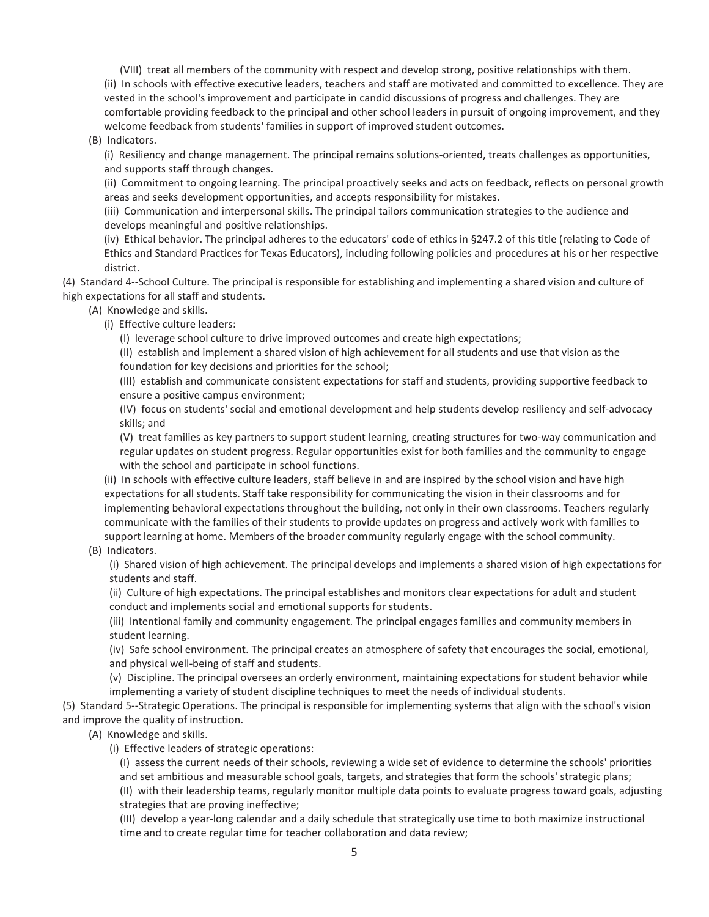(VIII) treat all members of the community with respect and develop strong, positive relationships with them.

(ii) In schools with effective executive leaders, teachers and staff are motivated and committed to excellence. They are vested in the school's improvement and participate in candid discussions of progress and challenges. They are comfortable providing feedback to the principal and other school leaders in pursuit of ongoing improvement, and they welcome feedback from students' families in support of improved student outcomes.

(B) Indicators.

(i) Resiliency and change management. The principal remains solutions-oriented, treats challenges as opportunities, and supports staff through changes.

(ii) Commitment to ongoing learning. The principal proactively seeks and acts on feedback, reflects on personal growth areas and seeks development opportunities, and accepts responsibility for mistakes.

(iii) Communication and interpersonal skills. The principal tailors communication strategies to the audience and develops meaningful and positive relationships.

(iv) Ethical behavior. The principal adheres to the educators' code of ethics in §247.2 of this title (relating to Code of Ethics and Standard Practices for Texas Educators), including following policies and procedures at his or her respective district.

(4) Standard 4--School Culture. The principal is responsible for establishing and implementing a shared vision and culture of high expectations for all staff and students.

(A) Knowledge and skills.

(i) Effective culture leaders:

(I) leverage school culture to drive improved outcomes and create high expectations;

(II) establish and implement a shared vision of high achievement for all students and use that vision as the foundation for key decisions and priorities for the school;

(III) establish and communicate consistent expectations for staff and students, providing supportive feedback to ensure a positive campus environment;

(IV) focus on students' social and emotional development and help students develop resiliency and self-advocacy skills; and

(V) treat families as key partners to support student learning, creating structures for two-way communication and regular updates on student progress. Regular opportunities exist for both families and the community to engage with the school and participate in school functions.

(ii) In schools with effective culture leaders, staff believe in and are inspired by the school vision and have high expectations for all students. Staff take responsibility for communicating the vision in their classrooms and for implementing behavioral expectations throughout the building, not only in their own classrooms. Teachers regularly communicate with the families of their students to provide updates on progress and actively work with families to support learning at home. Members of the broader community regularly engage with the school community.

(B) Indicators.

(i) Shared vision of high achievement. The principal develops and implements a shared vision of high expectations for students and staff.

(ii) Culture of high expectations. The principal establishes and monitors clear expectations for adult and student conduct and implements social and emotional supports for students.

(iii) Intentional family and community engagement. The principal engages families and community members in student learning.

(iv) Safe school environment. The principal creates an atmosphere of safety that encourages the social, emotional, and physical well-being of staff and students.

(v) Discipline. The principal oversees an orderly environment, maintaining expectations for student behavior while implementing a variety of student discipline techniques to meet the needs of individual students.

(5) Standard 5--Strategic Operations. The principal is responsible for implementing systems that align with the school's vision and improve the quality of instruction.

(A) Knowledge and skills.

(i) Effective leaders of strategic operations:

(I) assess the current needs of their schools, reviewing a wide set of evidence to determine the schools' priorities and set ambitious and measurable school goals, targets, and strategies that form the schools' strategic plans;

(II) with their leadership teams, regularly monitor multiple data points to evaluate progress toward goals, adjusting strategies that are proving ineffective;

(III) develop a year-long calendar and a daily schedule that strategically use time to both maximize instructional time and to create regular time for teacher collaboration and data review;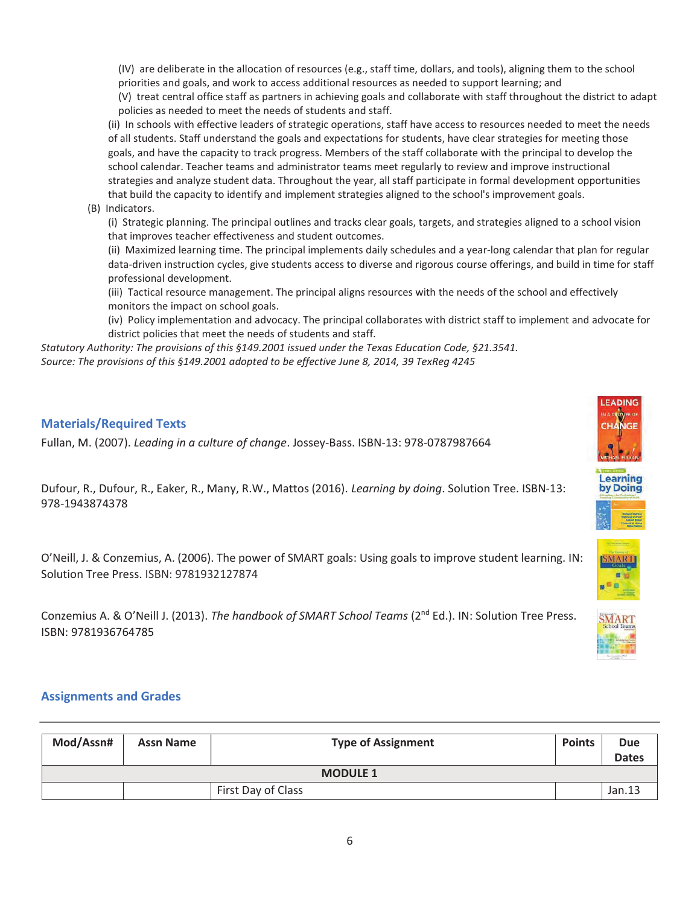(IV) are deliberate in the allocation of resources (e.g., staff time, dollars, and tools), aligning them to the school priorities and goals, and work to access additional resources as needed to support learning; and

(V) treat central office staff as partners in achieving goals and collaborate with staff throughout the district to adapt policies as needed to meet the needs of students and staff.

(ii) In schools with effective leaders of strategic operations, staff have access to resources needed to meet the needs of all students. Staff understand the goals and expectations for students, have clear strategies for meeting those goals, and have the capacity to track progress. Members of the staff collaborate with the principal to develop the school calendar. Teacher teams and administrator teams meet regularly to review and improve instructional strategies and analyze student data. Throughout the year, all staff participate in formal development opportunities that build the capacity to identify and implement strategies aligned to the school's improvement goals.

(B) Indicators.

(i) Strategic planning. The principal outlines and tracks clear goals, targets, and strategies aligned to a school vision that improves teacher effectiveness and student outcomes.

(ii) Maximized learning time. The principal implements daily schedules and a year-long calendar that plan for regular data-driven instruction cycles, give students access to diverse and rigorous course offerings, and build in time for staff professional development.

(iii) Tactical resource management. The principal aligns resources with the needs of the school and effectively monitors the impact on school goals.

(iv) Policy implementation and advocacy. The principal collaborates with district staff to implement and advocate for district policies that meet the needs of students and staff.

*Statutory Authority: The provisions of this §149.2001 issued under the Texas Education Code, §21.3541.*
*Source: The provisions of this §149.2001 adopted to be effective June 8, 2014, 39 TexReg 4245*

## Materials/Required Texts

Fullan, M. (2007). *Leading in a culture of change*. Jossey-Bass. ISBN-13: 978-0787987664

Dufour, R., Dufour, R., Eaker, R., Many, R.W., Mattos (2016). *Learning by doing*. Solution Tree. ISBN-13: 978-1943874378

O'Neill, J. & Conzemius, A. (2006). The power of SMART goals: Using goals to improve student learning. IN: Solution Tree Press. ISBN: 9781932127874

Conzemius A. & O'Neill J. (2013). *The handbook of SMART School Teams* (2nd Ed.). IN: Solution Tree Press. ISBN: 9781936764785

## Assignments and Grades

| Mod/Assn# | Assn Name | Type of Assignment | Points | Due Dates |
|---|---|---|---|---|
| | | **MODULE 1** | | |
| | | First Day of Class | | Jan.13 |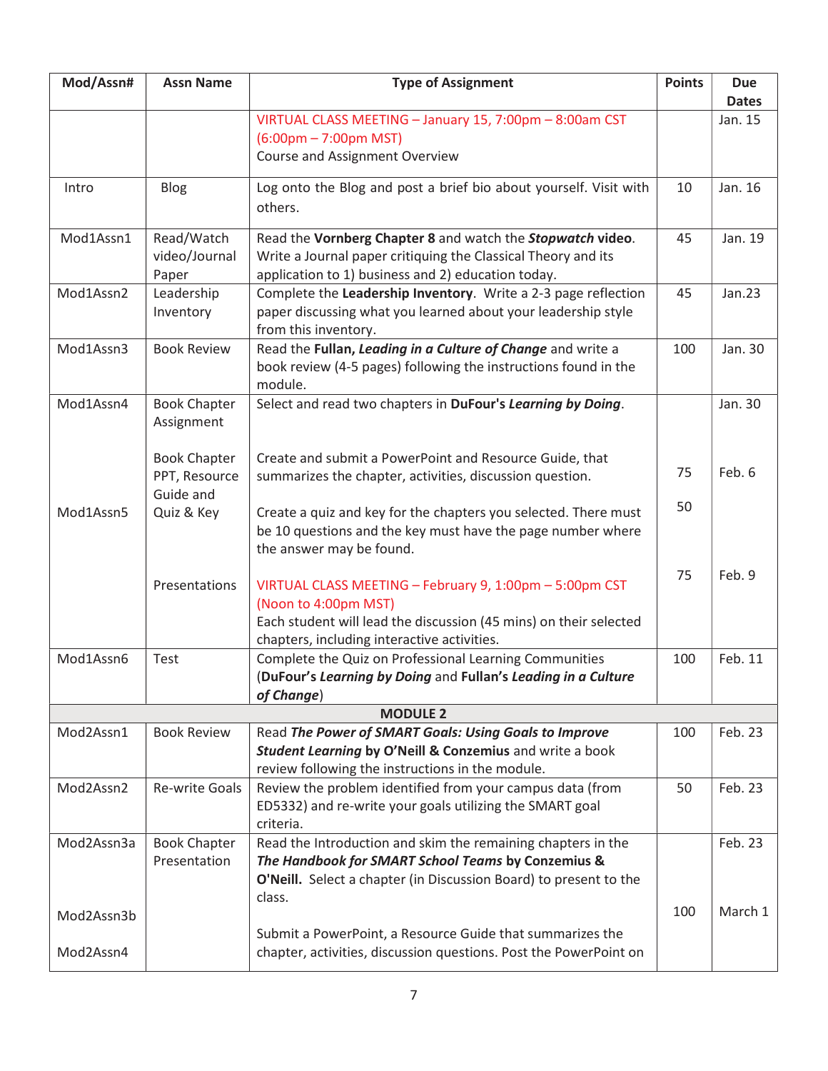| Mod/Assn# | Assn Name | Type of Assignment | Points | Due Dates |
|---|---|---|---|---|
| | | VIRTUAL CLASS MEETING – January 15, 7:00pm – 8:00am CST (6:00pm – 7:00pm MST)<br>Course and Assignment Overview | | Jan. 15 |
| Intro | Blog | Log onto the Blog and post a brief bio about yourself. Visit with others. | 10 | Jan. 16 |
| Mod1Assn1 | Read/Watch video/Journal Paper | Read the **Vornberg Chapter 8** and watch the ***Stopwatch* video**. Write a Journal paper critiquing the Classical Theory and its application to 1) business and 2) education today. | 45 | Jan. 19 |
| Mod1Assn2 | Leadership Inventory | Complete the **Leadership Inventory**. Write a 2-3 page reflection paper discussing what you learned about your leadership style from this inventory. | 45 | Jan.23 |
| Mod1Assn3 | Book Review | Read the **Fullan, *Leading in a Culture of Change*** and write a book review (4-5 pages) following the instructions found in the module. | 100 | Jan. 30 |
| Mod1Assn4 | Book Chapter Assignment | Select and read two chapters in **DuFour's *Learning by Doing***. | | Jan. 30 |
| Mod1Assn5 | Book Chapter PPT, Resource Guide and Quiz & Key | Create and submit a PowerPoint and Resource Guide, that summarizes the chapter, activities, discussion question.<br><br>Create a quiz and key for the chapters you selected. There must be 10 questions and the key must have the page number where the answer may be found. | 75<br><br>50 | Feb. 6 |
| | Presentations | VIRTUAL CLASS MEETING – February 9, 1:00pm – 5:00pm CST (Noon to 4:00pm MST)<br>Each student will lead the discussion (45 mins) on their selected chapters, including interactive activities. | 75 | Feb. 9 |
| Mod1Assn6 | Test | Complete the Quiz on Professional Learning Communities (**DuFour's *Learning by Doing*** and **Fullan's *Leading in a Culture of Change***) | 100 | Feb. 11 |
| | | **MODULE 2** | | |
| Mod2Assn1 | Book Review | Read ***The Power of SMART Goals: Using Goals to Improve Student Learning* by O'Neill & Conzemius** and write a book review following the instructions in the module. | 100 | Feb. 23 |
| Mod2Assn2 | Re-write Goals | Review the problem identified from your campus data (from ED5332) and re-write your goals utilizing the SMART goal criteria. | 50 | Feb. 23 |
| Mod2Assn3a | Book Chapter Presentation | Read the Introduction and skim the remaining chapters in the ***The Handbook for SMART School Teams* by Conzemius & O'Neill.** Select a chapter (in Discussion Board) to present to the class. | | Feb. 23 |
| Mod2Assn3b<br><br>Mod2Assn4 | | Submit a PowerPoint, a Resource Guide that summarizes the chapter, activities, discussion questions. Post the PowerPoint on | 100 | March 1 |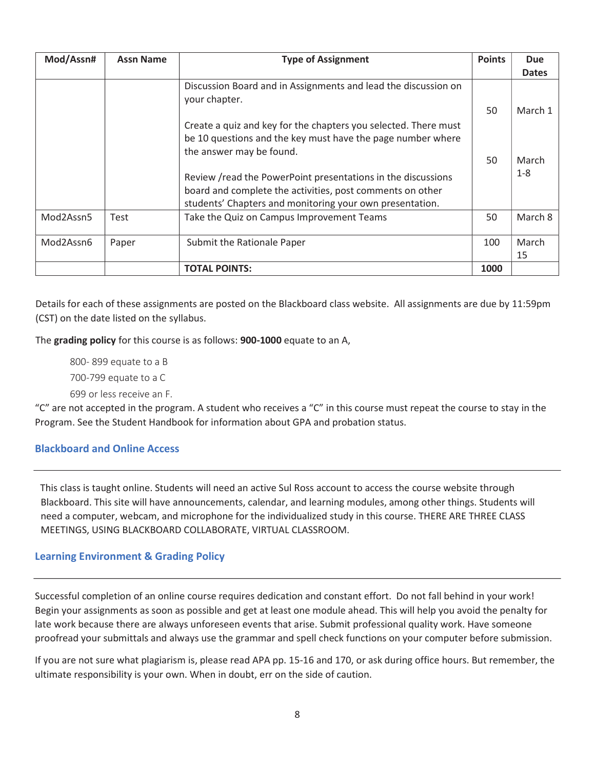| Mod/Assn# | Assn Name | Type of Assignment | Points | Due Dates |
|---|---|---|---|---|
| | | Discussion Board and in Assignments and lead the discussion on your chapter.<br><br>Create a quiz and key for the chapters you selected. There must be 10 questions and the key must have the page number where the answer may be found.<br><br>Review /read the PowerPoint presentations in the discussions board and complete the activities, post comments on other students' Chapters and monitoring your own presentation. | 50<br><br>50 | March 1<br><br>March 1-8 |
| Mod2Assn5 | Test | Take the Quiz on Campus Improvement Teams | 50 | March 8 |
| Mod2Assn6 | Paper | Submit the Rationale Paper | 100 | March 15 |
| | | **TOTAL POINTS:** | **1000** | |

Details for each of these assignments are posted on the Blackboard class website. All assignments are due by 11:59pm (CST) on the date listed on the syllabus.

The **grading policy** for this course is as follows: **900-1000** equate to an A,

800- 899 equate to a B
700-799 equate to a C
699 or less receive an F.

"C" are not accepted in the program. A student who receives a "C" in this course must repeat the course to stay in the Program. See the Student Handbook for information about GPA and probation status.

## Blackboard and Online Access

This class is taught online. Students will need an active Sul Ross account to access the course website through Blackboard. This site will have announcements, calendar, and learning modules, among other things. Students will need a computer, webcam, and microphone for the individualized study in this course. THERE ARE THREE CLASS MEETINGS, USING BLACKBOARD COLLABORATE, VIRTUAL CLASSROOM.

## Learning Environment & Grading Policy

Successful completion of an online course requires dedication and constant effort. Do not fall behind in your work! Begin your assignments as soon as possible and get at least one module ahead. This will help you avoid the penalty for late work because there are always unforeseen events that arise. Submit professional quality work. Have someone proofread your submittals and always use the grammar and spell check functions on your computer before submission.

If you are not sure what plagiarism is, please read APA pp. 15-16 and 170, or ask during office hours. But remember, the ultimate responsibility is your own. When in doubt, err on the side of caution.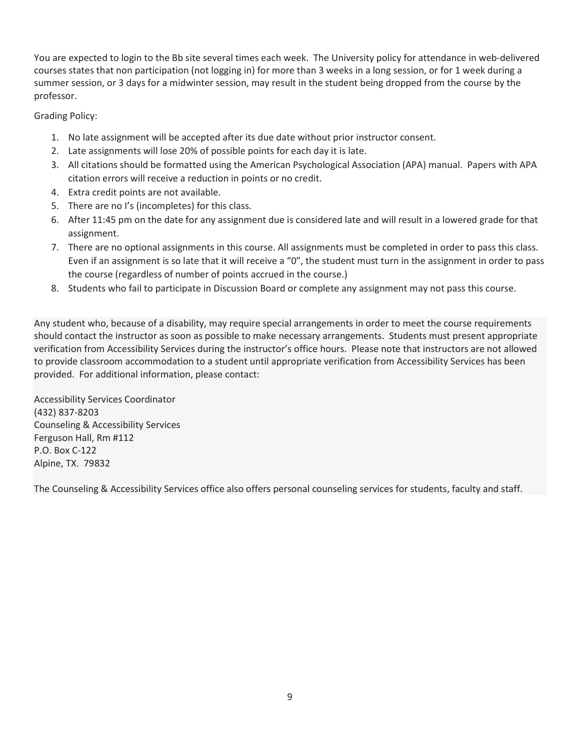You are expected to login to the Bb site several times each week. The University policy for attendance in web-delivered courses states that non participation (not logging in) for more than 3 weeks in a long session, or for 1 week during a summer session, or 3 days for a midwinter session, may result in the student being dropped from the course by the professor.

Grading Policy:

1. No late assignment will be accepted after its due date without prior instructor consent.
2. Late assignments will lose 20% of possible points for each day it is late.
3. All citations should be formatted using the American Psychological Association (APA) manual. Papers with APA citation errors will receive a reduction in points or no credit.
4. Extra credit points are not available.
5. There are no I's (incompletes) for this class.
6. After 11:45 pm on the date for any assignment due is considered late and will result in a lowered grade for that assignment.
7. There are no optional assignments in this course. All assignments must be completed in order to pass this class. Even if an assignment is so late that it will receive a "0", the student must turn in the assignment in order to pass the course (regardless of number of points accrued in the course.)
8. Students who fail to participate in Discussion Board or complete any assignment may not pass this course.

Any student who, because of a disability, may require special arrangements in order to meet the course requirements should contact the instructor as soon as possible to make necessary arrangements. Students must present appropriate verification from Accessibility Services during the instructor's office hours. Please note that instructors are not allowed to provide classroom accommodation to a student until appropriate verification from Accessibility Services has been provided. For additional information, please contact:

Accessibility Services Coordinator
(432) 837-8203
Counseling & Accessibility Services
Ferguson Hall, Rm #112
P.O. Box C-122
Alpine, TX. 79832

The Counseling & Accessibility Services office also offers personal counseling services for students, faculty and staff.